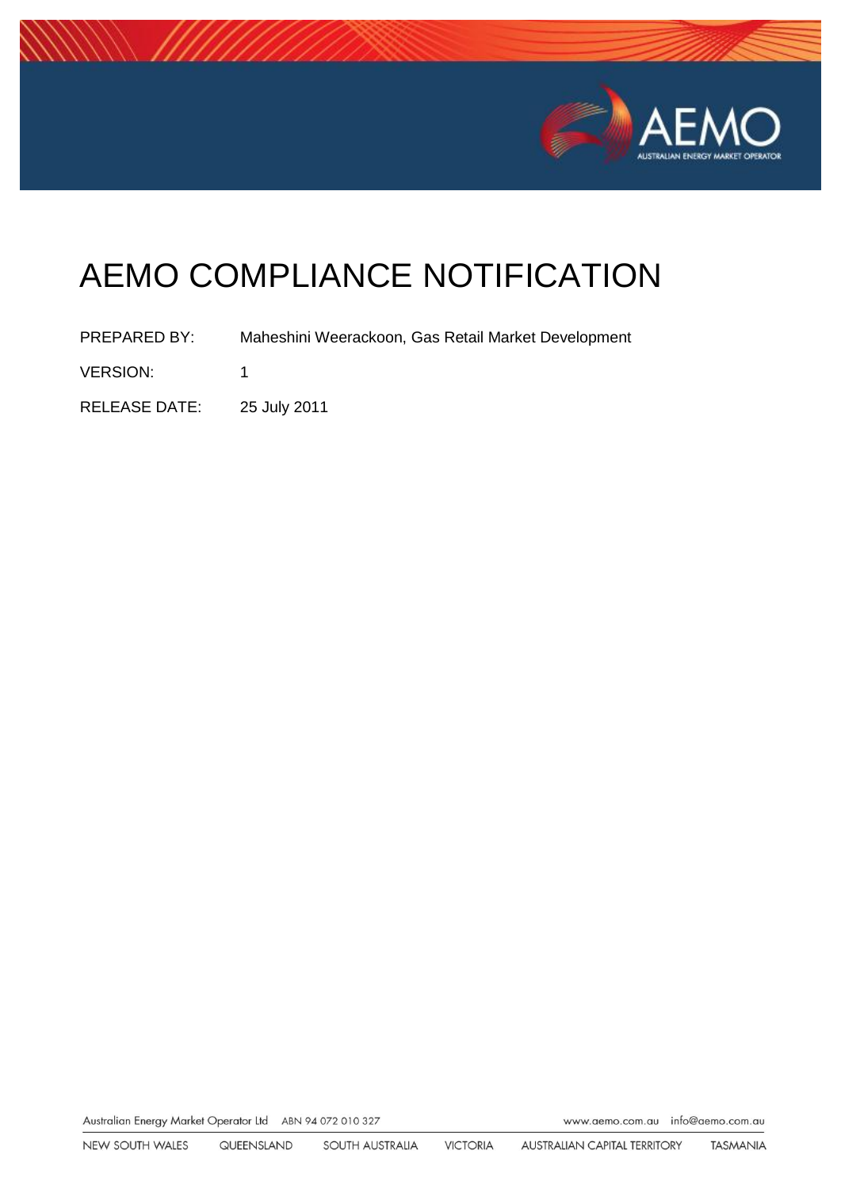# AEMO COMPLIANCE NOTIFICATION

PREPARED BY: Maheshini Weerackoon, Gas Retail Market Development

VERSION: 1

RELEASE DATE: 25 July 2011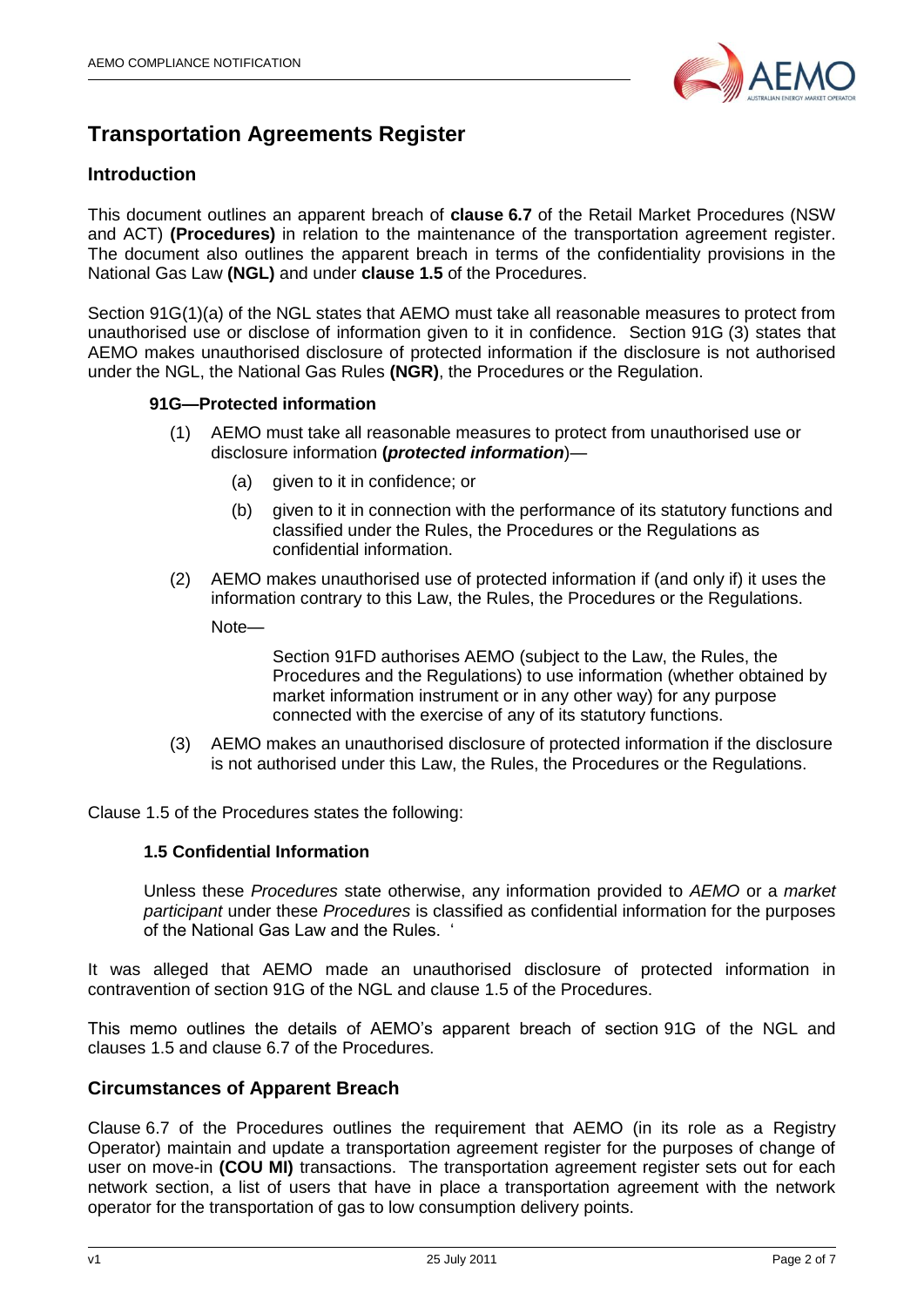# Transportation Agreements Register

## Introduction

This document outlines an apparent breach of **clause 6.7** of the Retail Market Procedures (NSW and ACT) **(Procedures)** in relation to the maintenance of the transportation agreement register. The document also outlines the apparent breach in terms of the confidentiality provisions in the National Gas Law **(NGL)** and under **clause 1.5** of the Procedures.

Section 91G(1)(a) of the NGL states that AEMO must take all reasonable measures to protect from unauthorised use or disclose of information given to it in confidence. Section 91G (3) states that AEMO makes unauthorised disclosure of protected information if the disclosure is not authorised under the NGL, the National Gas Rules **(NGR)**, the Procedures or the Regulation.

**91G—Protected information**

(1) AEMO must take all reasonable measures to protect from unauthorised use or disclosure information **(*protected information*)**—

(a) given to it in confidence; or

(b) given to it in connection with the performance of its statutory functions and classified under the Rules, the Procedures or the Regulations as confidential information.

(2) AEMO makes unauthorised use of protected information if (and only if) it uses the information contrary to this Law, the Rules, the Procedures or the Regulations.

Note—

Section 91FD authorises AEMO (subject to the Law, the Rules, the Procedures and the Regulations) to use information (whether obtained by market information instrument or in any other way) for any purpose connected with the exercise of any of its statutory functions.

(3) AEMO makes an unauthorised disclosure of protected information if the disclosure is not authorised under this Law, the Rules, the Procedures or the Regulations.

Clause 1.5 of the Procedures states the following:

**1.5 Confidential Information**

Unless these *Procedures* state otherwise, any information provided to *AEMO* or a *market participant* under these *Procedures* is classified as confidential information for the purposes of the National Gas Law and the Rules. '

It was alleged that AEMO made an unauthorised disclosure of protected information in contravention of section 91G of the NGL and clause 1.5 of the Procedures.

This memo outlines the details of AEMO's apparent breach of section 91G of the NGL and clauses 1.5 and clause 6.7 of the Procedures.

## Circumstances of Apparent Breach

Clause 6.7 of the Procedures outlines the requirement that AEMO (in its role as a Registry Operator) maintain and update a transportation agreement register for the purposes of change of user on move-in **(COU MI)** transactions. The transportation agreement register sets out for each network section, a list of users that have in place a transportation agreement with the network operator for the transportation of gas to low consumption delivery points.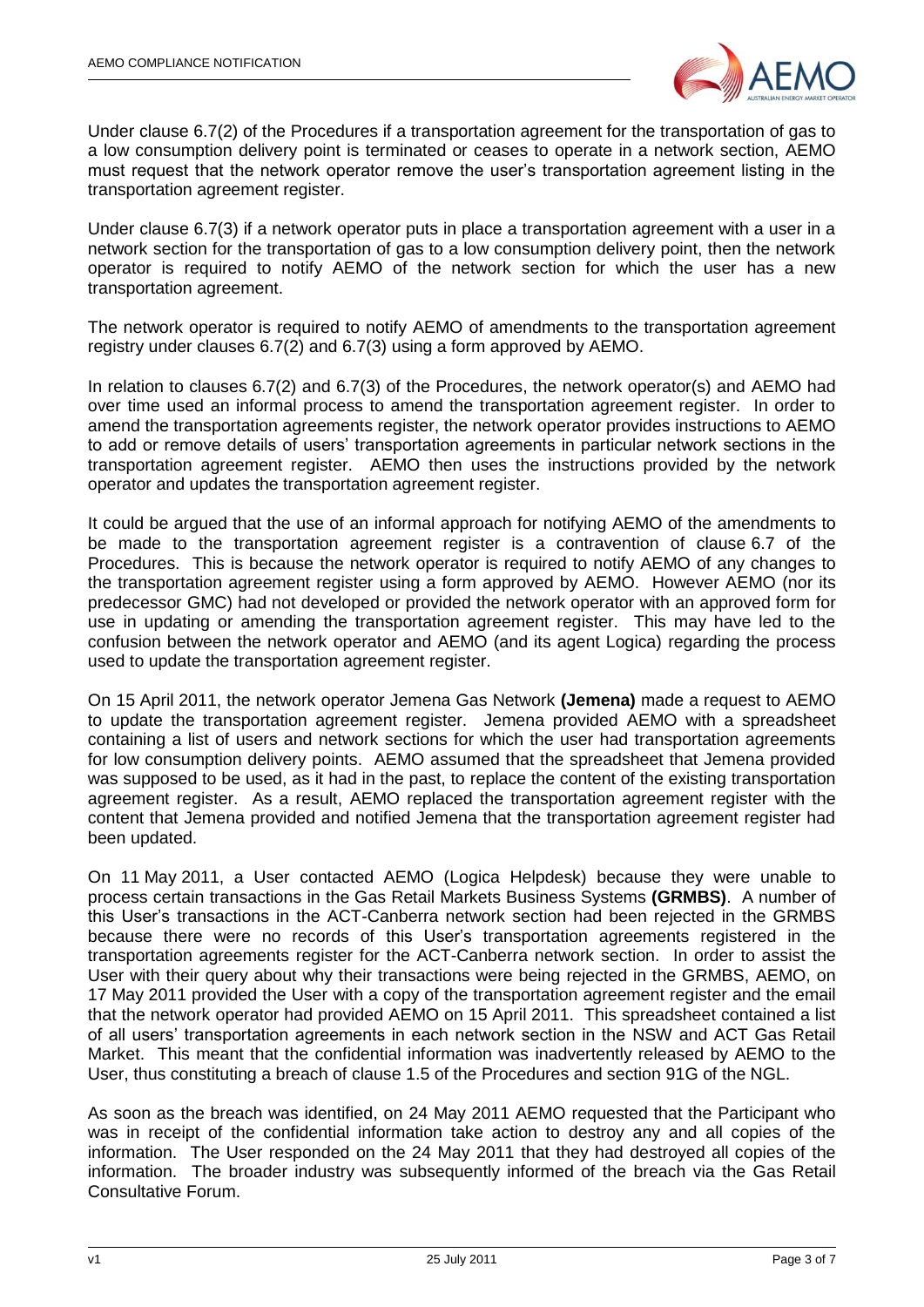Under clause 6.7(2) of the Procedures if a transportation agreement for the transportation of gas to a low consumption delivery point is terminated or ceases to operate in a network section, AEMO must request that the network operator remove the user's transportation agreement listing in the transportation agreement register.

Under clause 6.7(3) if a network operator puts in place a transportation agreement with a user in a network section for the transportation of gas to a low consumption delivery point, then the network operator is required to notify AEMO of the network section for which the user has a new transportation agreement.

The network operator is required to notify AEMO of amendments to the transportation agreement registry under clauses 6.7(2) and 6.7(3) using a form approved by AEMO.

In relation to clauses 6.7(2) and 6.7(3) of the Procedures, the network operator(s) and AEMO had over time used an informal process to amend the transportation agreement register. In order to amend the transportation agreements register, the network operator provides instructions to AEMO to add or remove details of users' transportation agreements in particular network sections in the transportation agreement register. AEMO then uses the instructions provided by the network operator and updates the transportation agreement register.

It could be argued that the use of an informal approach for notifying AEMO of the amendments to be made to the transportation agreement register is a contravention of clause 6.7 of the Procedures. This is because the network operator is required to notify AEMO of any changes to the transportation agreement register using a form approved by AEMO. However AEMO (nor its predecessor GMC) had not developed or provided the network operator with an approved form for use in updating or amending the transportation agreement register. This may have led to the confusion between the network operator and AEMO (and its agent Logica) regarding the process used to update the transportation agreement register.

On 15 April 2011, the network operator Jemena Gas Network **(Jemena)** made a request to AEMO to update the transportation agreement register. Jemena provided AEMO with a spreadsheet containing a list of users and network sections for which the user had transportation agreements for low consumption delivery points. AEMO assumed that the spreadsheet that Jemena provided was supposed to be used, as it had in the past, to replace the content of the existing transportation agreement register. As a result, AEMO replaced the transportation agreement register with the content that Jemena provided and notified Jemena that the transportation agreement register had been updated.

On 11 May 2011, a User contacted AEMO (Logica Helpdesk) because they were unable to process certain transactions in the Gas Retail Markets Business Systems **(GRMBS)**. A number of this User's transactions in the ACT-Canberra network section had been rejected in the GRMBS because there were no records of this User's transportation agreements registered in the transportation agreements register for the ACT-Canberra network section. In order to assist the User with their query about why their transactions were being rejected in the GRMBS, AEMO, on 17 May 2011 provided the User with a copy of the transportation agreement register and the email that the network operator had provided AEMO on 15 April 2011. This spreadsheet contained a list of all users' transportation agreements in each network section in the NSW and ACT Gas Retail Market. This meant that the confidential information was inadvertently released by AEMO to the User, thus constituting a breach of clause 1.5 of the Procedures and section 91G of the NGL.

As soon as the breach was identified, on 24 May 2011 AEMO requested that the Participant who was in receipt of the confidential information take action to destroy any and all copies of the information. The User responded on the 24 May 2011 that they had destroyed all copies of the information. The broader industry was subsequently informed of the breach via the Gas Retail Consultative Forum.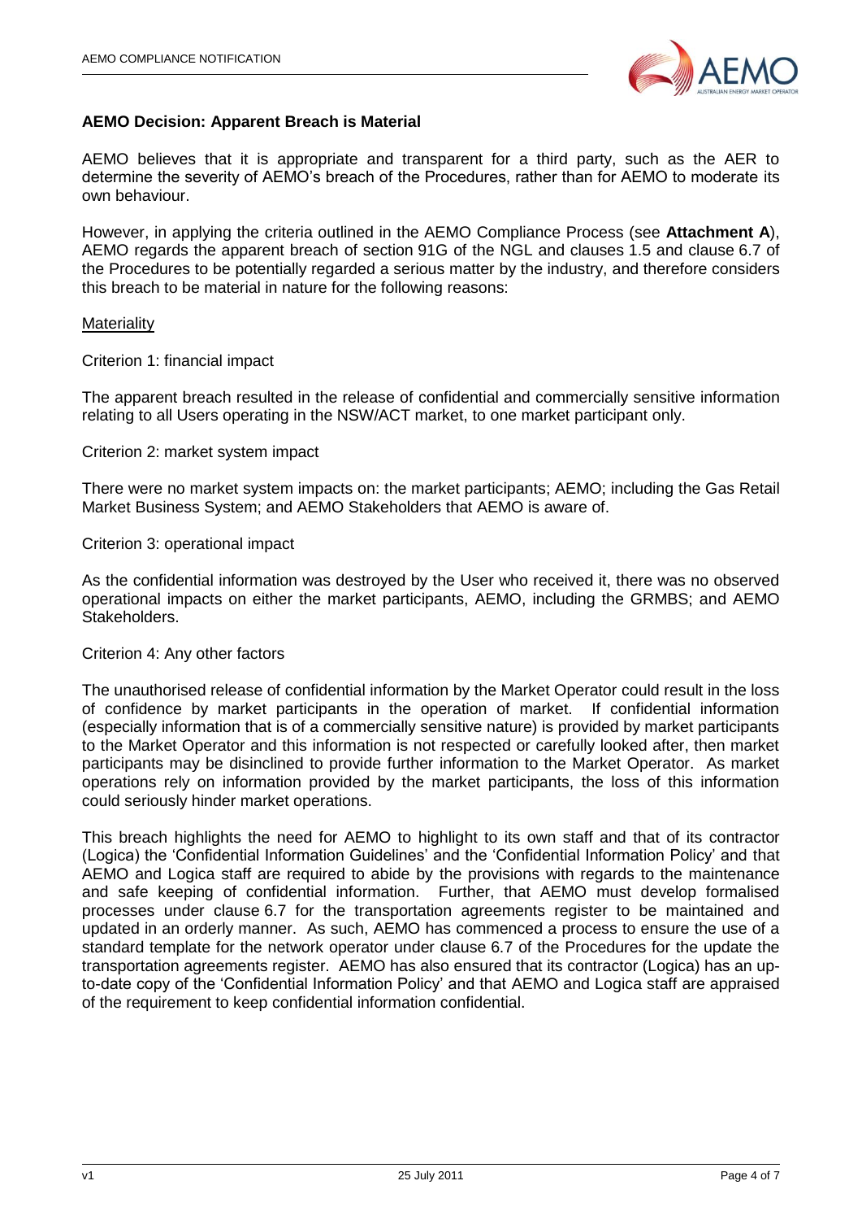**AEMO Decision: Apparent Breach is Material**

AEMO believes that it is appropriate and transparent for a third party, such as the AER to determine the severity of AEMO's breach of the Procedures, rather than for AEMO to moderate its own behaviour.

However, in applying the criteria outlined in the AEMO Compliance Process (see **Attachment A**), AEMO regards the apparent breach of section 91G of the NGL and clauses 1.5 and clause 6.7 of the Procedures to be potentially regarded a serious matter by the industry, and therefore considers this breach to be material in nature for the following reasons:

Materiality

Criterion 1: financial impact

The apparent breach resulted in the release of confidential and commercially sensitive information relating to all Users operating in the NSW/ACT market, to one market participant only.

Criterion 2: market system impact

There were no market system impacts on: the market participants; AEMO; including the Gas Retail Market Business System; and AEMO Stakeholders that AEMO is aware of.

Criterion 3: operational impact

As the confidential information was destroyed by the User who received it, there was no observed operational impacts on either the market participants, AEMO, including the GRMBS; and AEMO Stakeholders.

Criterion 4: Any other factors

The unauthorised release of confidential information by the Market Operator could result in the loss of confidence by market participants in the operation of market. If confidential information (especially information that is of a commercially sensitive nature) is provided by market participants to the Market Operator and this information is not respected or carefully looked after, then market participants may be disinclined to provide further information to the Market Operator. As market operations rely on information provided by the market participants, the loss of this information could seriously hinder market operations.

This breach highlights the need for AEMO to highlight to its own staff and that of its contractor (Logica) the 'Confidential Information Guidelines' and the 'Confidential Information Policy' and that AEMO and Logica staff are required to abide by the provisions with regards to the maintenance and safe keeping of confidential information. Further, that AEMO must develop formalised processes under clause 6.7 for the transportation agreements register to be maintained and updated in an orderly manner. As such, AEMO has commenced a process to ensure the use of a standard template for the network operator under clause 6.7 of the Procedures for the update the transportation agreements register. AEMO has also ensured that its contractor (Logica) has an up-to-date copy of the 'Confidential Information Policy' and that AEMO and Logica staff are appraised of the requirement to keep confidential information confidential.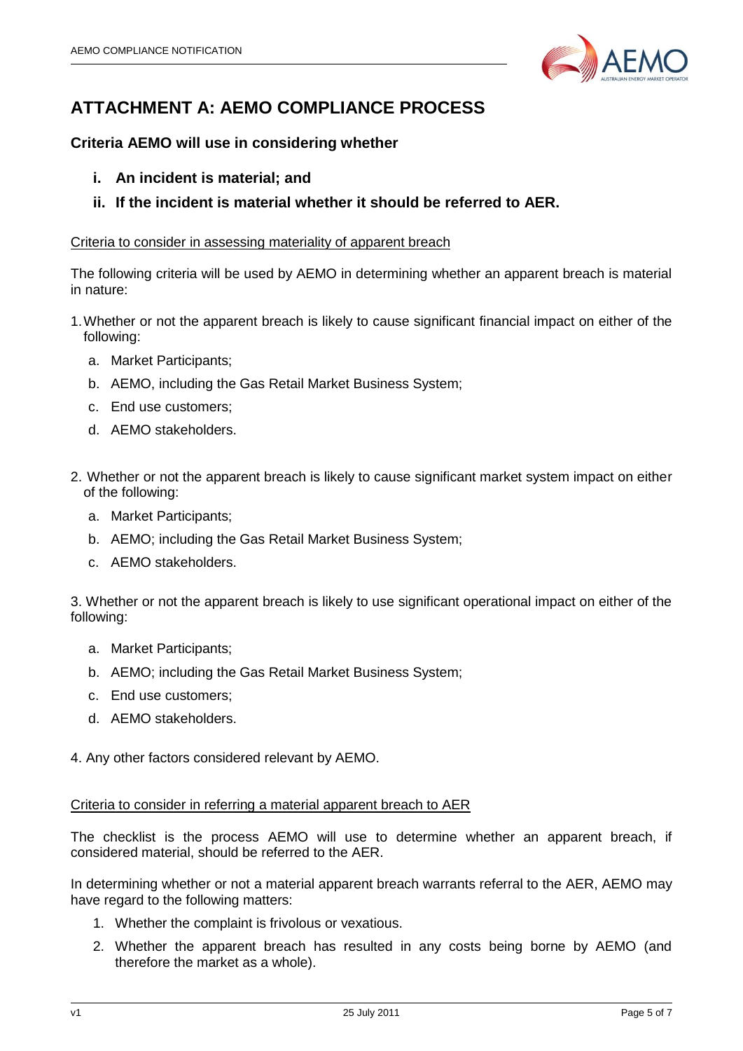# ATTACHMENT A: AEMO COMPLIANCE PROCESS

### Criteria AEMO will use in considering whether

- **i. An incident is material; and**
- **ii. If the incident is material whether it should be referred to AER.**

<u>Criteria to consider in assessing materiality of apparent breach</u>

The following criteria will be used by AEMO in determining whether an apparent breach is material in nature:

1. Whether or not the apparent breach is likely to cause significant financial impact on either of the following:
   a. Market Participants;
   b. AEMO, including the Gas Retail Market Business System;
   c. End use customers;
   d. AEMO stakeholders.

2. Whether or not the apparent breach is likely to cause significant market system impact on either of the following:
   a. Market Participants;
   b. AEMO; including the Gas Retail Market Business System;
   c. AEMO stakeholders.

3. Whether or not the apparent breach is likely to use significant operational impact on either of the following:
   a. Market Participants;
   b. AEMO; including the Gas Retail Market Business System;
   c. End use customers;
   d. AEMO stakeholders.

4. Any other factors considered relevant by AEMO.

<u>Criteria to consider in referring a material apparent breach to AER</u>

The checklist is the process AEMO will use to determine whether an apparent breach, if considered material, should be referred to the AER.

In determining whether or not a material apparent breach warrants referral to the AER, AEMO may have regard to the following matters:

1. Whether the complaint is frivolous or vexatious.
2. Whether the apparent breach has resulted in any costs being borne by AEMO (and therefore the market as a whole).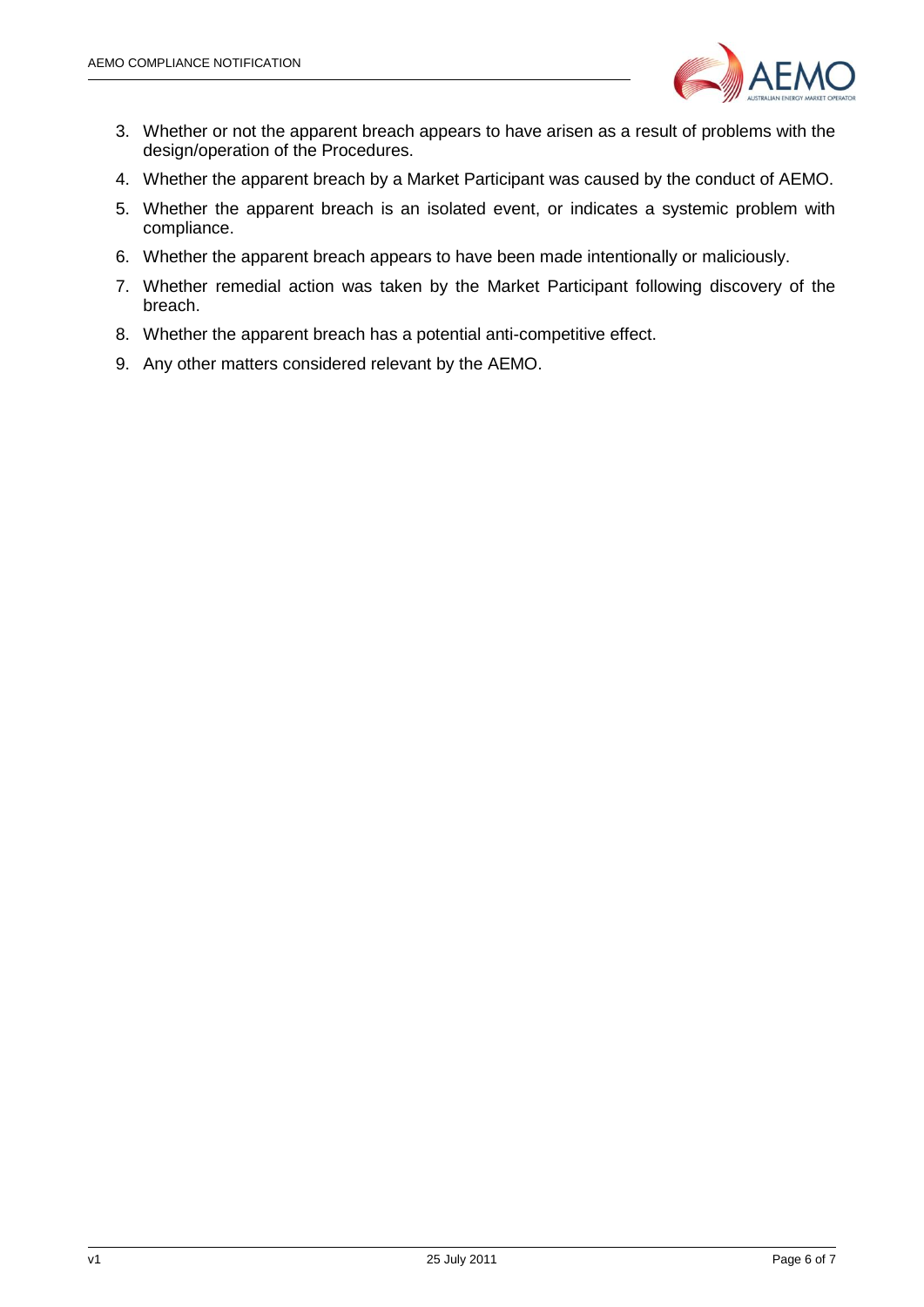3. Whether or not the apparent breach appears to have arisen as a result of problems with the design/operation of the Procedures.
4. Whether the apparent breach by a Market Participant was caused by the conduct of AEMO.
5. Whether the apparent breach is an isolated event, or indicates a systemic problem with compliance.
6. Whether the apparent breach appears to have been made intentionally or maliciously.
7. Whether remedial action was taken by the Market Participant following discovery of the breach.
8. Whether the apparent breach has a potential anti-competitive effect.
9. Any other matters considered relevant by the AEMO.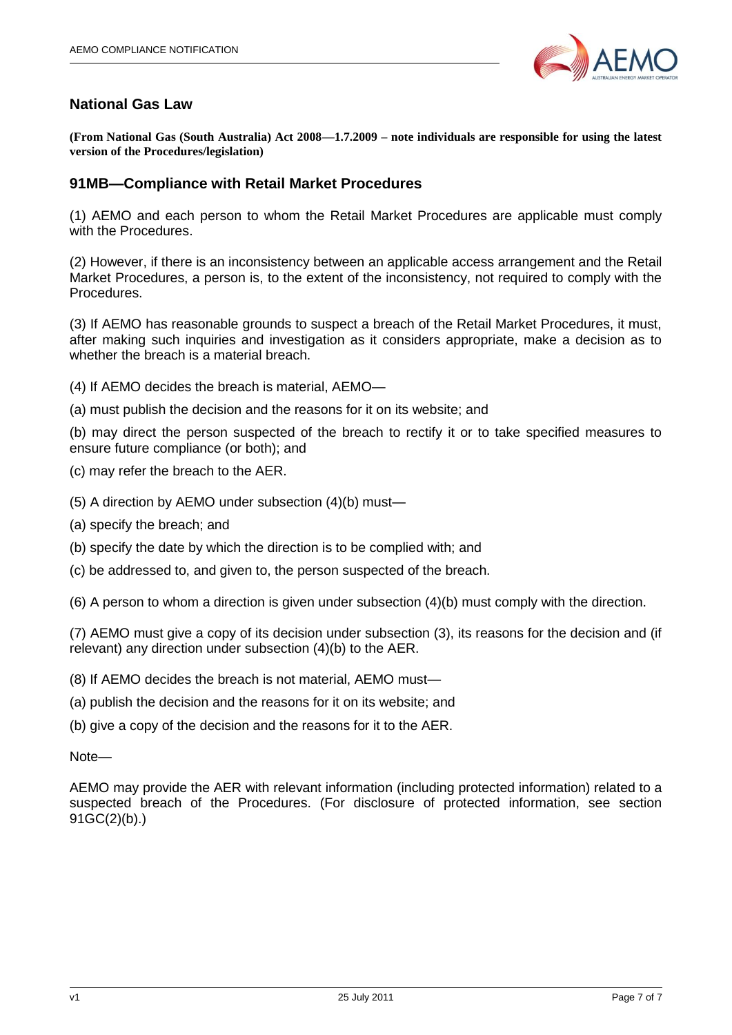## National Gas Law

**(From National Gas (South Australia) Act 2008—1.7.2009 – note individuals are responsible for using the latest version of the Procedures/legislation)**

## 91MB—Compliance with Retail Market Procedures

(1) AEMO and each person to whom the Retail Market Procedures are applicable must comply with the Procedures.

(2) However, if there is an inconsistency between an applicable access arrangement and the Retail Market Procedures, a person is, to the extent of the inconsistency, not required to comply with the Procedures.

(3) If AEMO has reasonable grounds to suspect a breach of the Retail Market Procedures, it must, after making such inquiries and investigation as it considers appropriate, make a decision as to whether the breach is a material breach.

(4) If AEMO decides the breach is material, AEMO—

(a) must publish the decision and the reasons for it on its website; and

(b) may direct the person suspected of the breach to rectify it or to take specified measures to ensure future compliance (or both); and

(c) may refer the breach to the AER.

(5) A direction by AEMO under subsection (4)(b) must—

(a) specify the breach; and

(b) specify the date by which the direction is to be complied with; and

(c) be addressed to, and given to, the person suspected of the breach.

(6) A person to whom a direction is given under subsection (4)(b) must comply with the direction.

(7) AEMO must give a copy of its decision under subsection (3), its reasons for the decision and (if relevant) any direction under subsection (4)(b) to the AER.

(8) If AEMO decides the breach is not material, AEMO must—

(a) publish the decision and the reasons for it on its website; and

(b) give a copy of the decision and the reasons for it to the AER.

Note—

AEMO may provide the AER with relevant information (including protected information) related to a suspected breach of the Procedures. (For disclosure of protected information, see section 91GC(2)(b).)